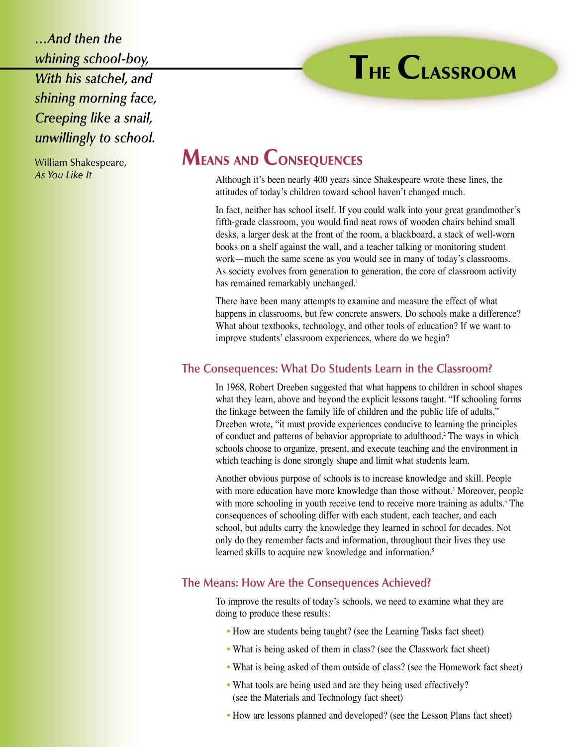*...And then the whining school-boy, With his satchel, and shining morning face, Creeping like a snail, unwillingly to school.*

William Shakespeare, *As You Like It*

# The Classroom

## Means and Consequences

Although it's been nearly 400 years since Shakespeare wrote these lines, the attitudes of today's children toward school haven't changed much.

In fact, neither has school itself. If you could walk into your great grandmother's fifth-grade classroom, you would find neat rows of wooden chairs behind small desks, a larger desk at the front of the room, a blackboard, a stack of well-worn books on a shelf against the wall, and a teacher talking or monitoring student work—much the same scene as you would see in many of today's classrooms. As society evolves from generation to generation, the core of classroom activity has remained remarkably unchanged.[1]

There have been many attempts to examine and measure the effect of what happens in classrooms, but few concrete answers. Do schools make a difference? What about textbooks, technology, and other tools of education? If we want to improve students' classroom experiences, where do we begin?

### The Consequences: What Do Students Learn in the Classroom?

In 1968, Robert Dreeben suggested that what happens to children in school shapes what they learn, above and beyond the explicit lessons taught. "If schooling forms the linkage between the family life of children and the public life of adults," Dreeben wrote, "it must provide experiences conducive to learning the principles of conduct and patterns of behavior appropriate to adulthood.[2] The ways in which schools choose to organize, present, and execute teaching and the environment in which teaching is done strongly shape and limit what students learn.

Another obvious purpose of schools is to increase knowledge and skill. People with more education have more knowledge than those without.[3] Moreover, people with more schooling in youth receive tend to receive more training as adults.[4] The consequences of schooling differ with each student, each teacher, and each school, but adults carry the knowledge they learned in school for decades. Not only do they remember facts and information, throughout their lives they use learned skills to acquire new knowledge and information.[5]

### The Means: How Are the Consequences Achieved?

To improve the results of today's schools, we need to examine what they are doing to produce these results:

- How are students being taught? (see the Learning Tasks fact sheet)
- What is being asked of them in class? (see the Classwork fact sheet)
- What is being asked of them outside of class? (see the Homework fact sheet)
- What tools are being used and are they being used effectively? (see the Materials and Technology fact sheet)
- How are lessons planned and developed? (see the Lesson Plans fact sheet)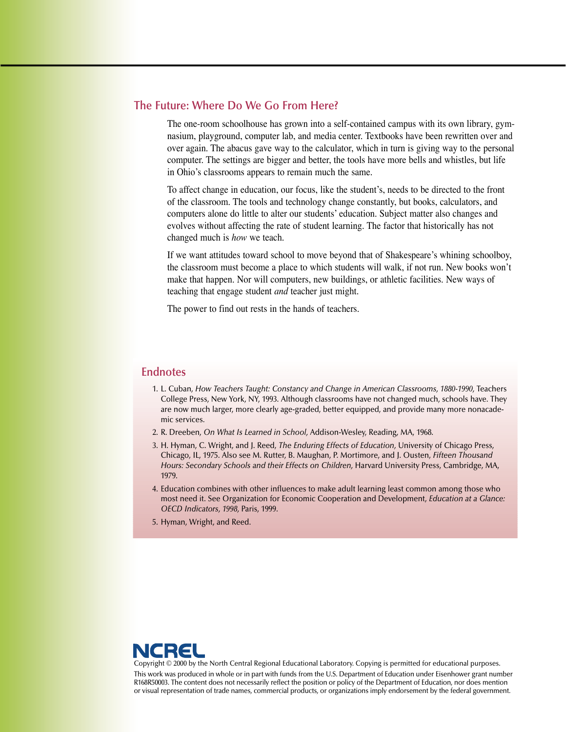## The Future: Where Do We Go From Here?

The one-room schoolhouse has grown into a self-contained campus with its own library, gymnasium, playground, computer lab, and media center. Textbooks have been rewritten over and over again. The abacus gave way to the calculator, which in turn is giving way to the personal computer. The settings are bigger and better, the tools have more bells and whistles, but life in Ohio's classrooms appears to remain much the same.

To affect change in education, our focus, like the student's, needs to be directed to the front of the classroom. The tools and technology change constantly, but books, calculators, and computers alone do little to alter our students' education. Subject matter also changes and evolves without affecting the rate of student learning. The factor that historically has not changed much is *how* we teach.

If we want attitudes toward school to move beyond that of Shakespeare's whining schoolboy, the classroom must become a place to which students will walk, if not run. New books won't make that happen. Nor will computers, new buildings, or athletic facilities. New ways of teaching that engage student *and* teacher just might.

The power to find out rests in the hands of teachers.

## Endnotes

1. L. Cuban, *How Teachers Taught: Constancy and Change in American Classrooms, 1880-1990,* Teachers College Press, New York, NY, 1993. Although classrooms have not changed much, schools have. They are now much larger, more clearly age-graded, better equipped, and provide many more nonacademic services.
2. R. Dreeben, *On What Is Learned in School,* Addison-Wesley, Reading, MA, 1968.
3. H. Hyman, C. Wright, and J. Reed, *The Enduring Effects of Education,* University of Chicago Press, Chicago, IL, 1975. Also see M. Rutter, B. Maughan, P. Mortimore, and J. Ousten, *Fifteen Thousand Hours: Secondary Schools and their Effects on Children,* Harvard University Press, Cambridge, MA, 1979.
4. Education combines with other influences to make adult learning least common among those who most need it. See Organization for Economic Cooperation and Development, *Education at a Glance: OECD Indicators, 1998,* Paris, 1999.
5. Hyman, Wright, and Reed.

NCREL

Copyright © 2000 by the North Central Regional Educational Laboratory. Copying is permitted for educational purposes.

This work was produced in whole or in part with funds from the U.S. Department of Education under Eisenhower grant number R168R50003. The content does not necessarily reflect the position or policy of the Department of Education, nor does mention or visual representation of trade names, commercial products, or organizations imply endorsement by the federal government.